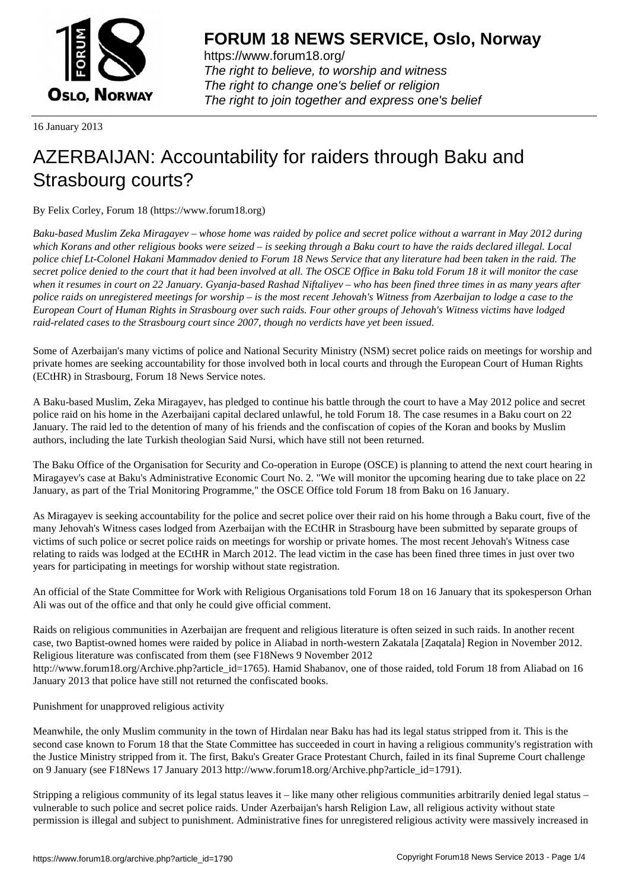**FORUM 18 NEWS SERVICE, Oslo, Norway**

https://www.forum18.org/
*The right to believe, to worship and witness*
*The right to change one's belief or religion*
*The right to join together and express one's belief*

16 January 2013

# AZERBAIJAN: Accountability for raiders through Baku and Strasbourg courts?

By Felix Corley, Forum 18 (https://www.forum18.org)

*Baku-based Muslim Zeka Miragayev – whose home was raided by police and secret police without a warrant in May 2012 during which Korans and other religious books were seized – is seeking through a Baku court to have the raids declared illegal. Local police chief Lt-Colonel Hakani Mammadov denied to Forum 18 News Service that any literature had been taken in the raid. The secret police denied to the court that it had been involved at all. The OSCE Office in Baku told Forum 18 it will monitor the case when it resumes in court on 22 January. Gyanja-based Rashad Niftaliyev – who has been fined three times in as many years after police raids on unregistered meetings for worship – is the most recent Jehovah's Witness from Azerbaijan to lodge a case to the European Court of Human Rights in Strasbourg over such raids. Four other groups of Jehovah's Witness victims have lodged raid-related cases to the Strasbourg court since 2007, though no verdicts have yet been issued.*

Some of Azerbaijan's many victims of police and National Security Ministry (NSM) secret police raids on meetings for worship and private homes are seeking accountability for those involved both in local courts and through the European Court of Human Rights (ECtHR) in Strasbourg, Forum 18 News Service notes.

A Baku-based Muslim, Zeka Miragayev, has pledged to continue his battle through the court to have a May 2012 police and secret police raid on his home in the Azerbaijani capital declared unlawful, he told Forum 18. The case resumes in a Baku court on 22 January. The raid led to the detention of many of his friends and the confiscation of copies of the Koran and books by Muslim authors, including the late Turkish theologian Said Nursi, which have still not been returned.

The Baku Office of the Organisation for Security and Co-operation in Europe (OSCE) is planning to attend the next court hearing in Miragayev's case at Baku's Administrative Economic Court No. 2. "We will monitor the upcoming hearing due to take place on 22 January, as part of the Trial Monitoring Programme," the OSCE Office told Forum 18 from Baku on 16 January.

As Miragayev is seeking accountability for the police and secret police over their raid on his home through a Baku court, five of the many Jehovah's Witness cases lodged from Azerbaijan with the ECtHR in Strasbourg have been submitted by separate groups of victims of such police or secret police raids on meetings for worship or private homes. The most recent Jehovah's Witness case relating to raids was lodged at the ECtHR in March 2012. The lead victim in the case has been fined three times in just over two years for participating in meetings for worship without state registration.

An official of the State Committee for Work with Religious Organisations told Forum 18 on 16 January that its spokesperson Orhan Ali was out of the office and that only he could give official comment.

Raids on religious communities in Azerbaijan are frequent and religious literature is often seized in such raids. In another recent case, two Baptist-owned homes were raided by police in Aliabad in north-western Zakatala [Zaqatala] Region in November 2012. Religious literature was confiscated from them (see F18News 9 November 2012 http://www.forum18.org/Archive.php?article_id=1765). Hamid Shabanov, one of those raided, told Forum 18 from Aliabad on 16 January 2013 that police have still not returned the confiscated books.

Punishment for unapproved religious activity

Meanwhile, the only Muslim community in the town of Hirdalan near Baku has had its legal status stripped from it. This is the second case known to Forum 18 that the State Committee has succeeded in court in having a religious community's registration with the Justice Ministry stripped from it. The first, Baku's Greater Grace Protestant Church, failed in its final Supreme Court challenge on 9 January (see F18News 17 January 2013 http://www.forum18.org/Archive.php?article_id=1791).

Stripping a religious community of its legal status leaves it – like many other religious communities arbitrarily denied legal status – vulnerable to such police and secret police raids. Under Azerbaijan's harsh Religion Law, all religious activity without state permission is illegal and subject to punishment. Administrative fines for unregistered religious activity were massively increased in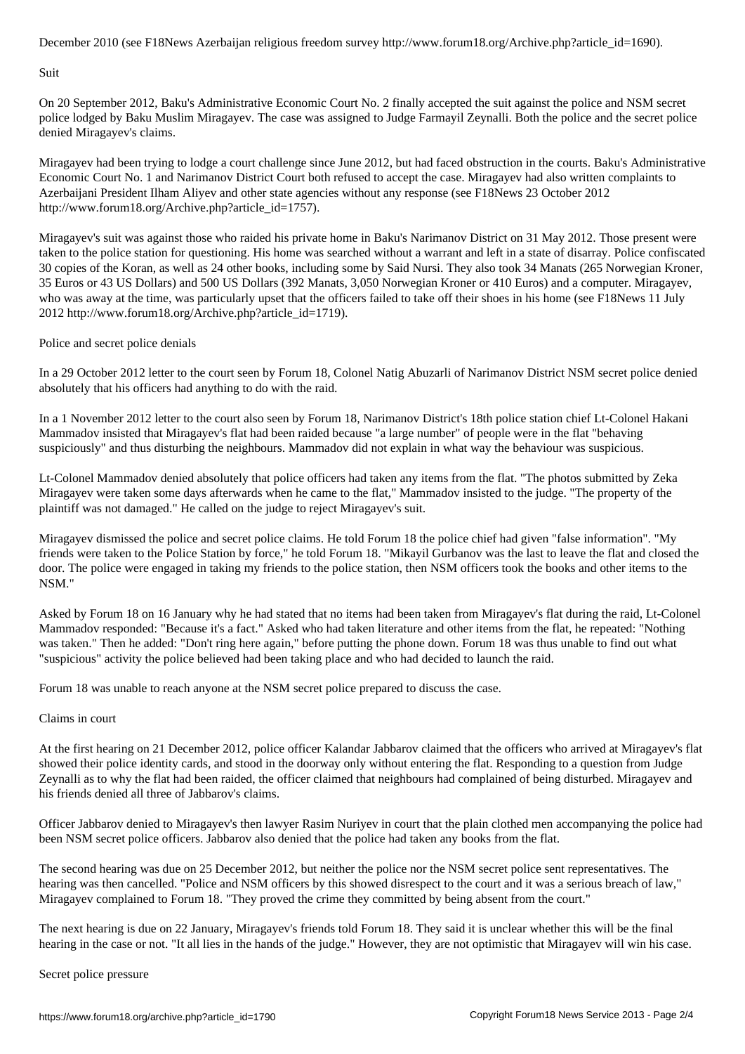December 2010 (see F18News Azerbaijan religious freedom survey http://www.forum18.org/Archive.php?article_id=1690).

## Suit

On 20 September 2012, Baku's Administrative Economic Court No. 2 finally accepted the suit against the police and NSM secret police lodged by Baku Muslim Miragayev. The case was assigned to Judge Farmayil Zeynalli. Both the police and the secret police denied Miragayev's claims.

Miragayev had been trying to lodge a court challenge since June 2012, but had faced obstruction in the courts. Baku's Administrative Economic Court No. 1 and Narimanov District Court both refused to accept the case. Miragayev had also written complaints to Azerbaijani President Ilham Aliyev and other state agencies without any response (see F18News 23 October 2012 http://www.forum18.org/Archive.php?article_id=1757).

Miragayev's suit was against those who raided his private home in Baku's Narimanov District on 31 May 2012. Those present were taken to the police station for questioning. His home was searched without a warrant and left in a state of disarray. Police confiscated 30 copies of the Koran, as well as 24 other books, including some by Said Nursi. They also took 34 Manats (265 Norwegian Kroner, 35 Euros or 43 US Dollars) and 500 US Dollars (392 Manats, 3,050 Norwegian Kroner or 410 Euros) and a computer. Miragayev, who was away at the time, was particularly upset that the officers failed to take off their shoes in his home (see F18News 11 July 2012 http://www.forum18.org/Archive.php?article_id=1719).

## Police and secret police denials

In a 29 October 2012 letter to the court seen by Forum 18, Colonel Natig Abuzarli of Narimanov District NSM secret police denied absolutely that his officers had anything to do with the raid.

In a 1 November 2012 letter to the court also seen by Forum 18, Narimanov District's 18th police station chief Lt-Colonel Hakani Mammadov insisted that Miragayev's flat had been raided because "a large number" of people were in the flat "behaving suspiciously" and thus disturbing the neighbours. Mammadov did not explain in what way the behaviour was suspicious.

Lt-Colonel Mammadov denied absolutely that police officers had taken any items from the flat. "The photos submitted by Zeka Miragayev were taken some days afterwards when he came to the flat," Mammadov insisted to the judge. "The property of the plaintiff was not damaged." He called on the judge to reject Miragayev's suit.

Miragayev dismissed the police and secret police claims. He told Forum 18 the police chief had given "false information". "My friends were taken to the Police Station by force," he told Forum 18. "Mikayil Gurbanov was the last to leave the flat and closed the door. The police were engaged in taking my friends to the police station, then NSM officers took the books and other items to the NSM."

Asked by Forum 18 on 16 January why he had stated that no items had been taken from Miragayev's flat during the raid, Lt-Colonel Mammadov responded: "Because it's a fact." Asked who had taken literature and other items from the flat, he repeated: "Nothing was taken." Then he added: "Don't ring here again," before putting the phone down. Forum 18 was thus unable to find out what "suspicious" activity the police believed had been taking place and who had decided to launch the raid.

Forum 18 was unable to reach anyone at the NSM secret police prepared to discuss the case.

## Claims in court

At the first hearing on 21 December 2012, police officer Kalandar Jabbarov claimed that the officers who arrived at Miragayev's flat showed their police identity cards, and stood in the doorway only without entering the flat. Responding to a question from Judge Zeynalli as to why the flat had been raided, the officer claimed that neighbours had complained of being disturbed. Miragayev and his friends denied all three of Jabbarov's claims.

Officer Jabbarov denied to Miragayev's then lawyer Rasim Nuriyev in court that the plain clothed men accompanying the police had been NSM secret police officers. Jabbarov also denied that the police had taken any books from the flat.

The second hearing was due on 25 December 2012, but neither the police nor the NSM secret police sent representatives. The hearing was then cancelled. "Police and NSM officers by this showed disrespect to the court and it was a serious breach of law," Miragayev complained to Forum 18. "They proved the crime they committed by being absent from the court."

The next hearing is due on 22 January, Miragayev's friends told Forum 18. They said it is unclear whether this will be the final hearing in the case or not. "It all lies in the hands of the judge." However, they are not optimistic that Miragayev will win his case.

## Secret police pressure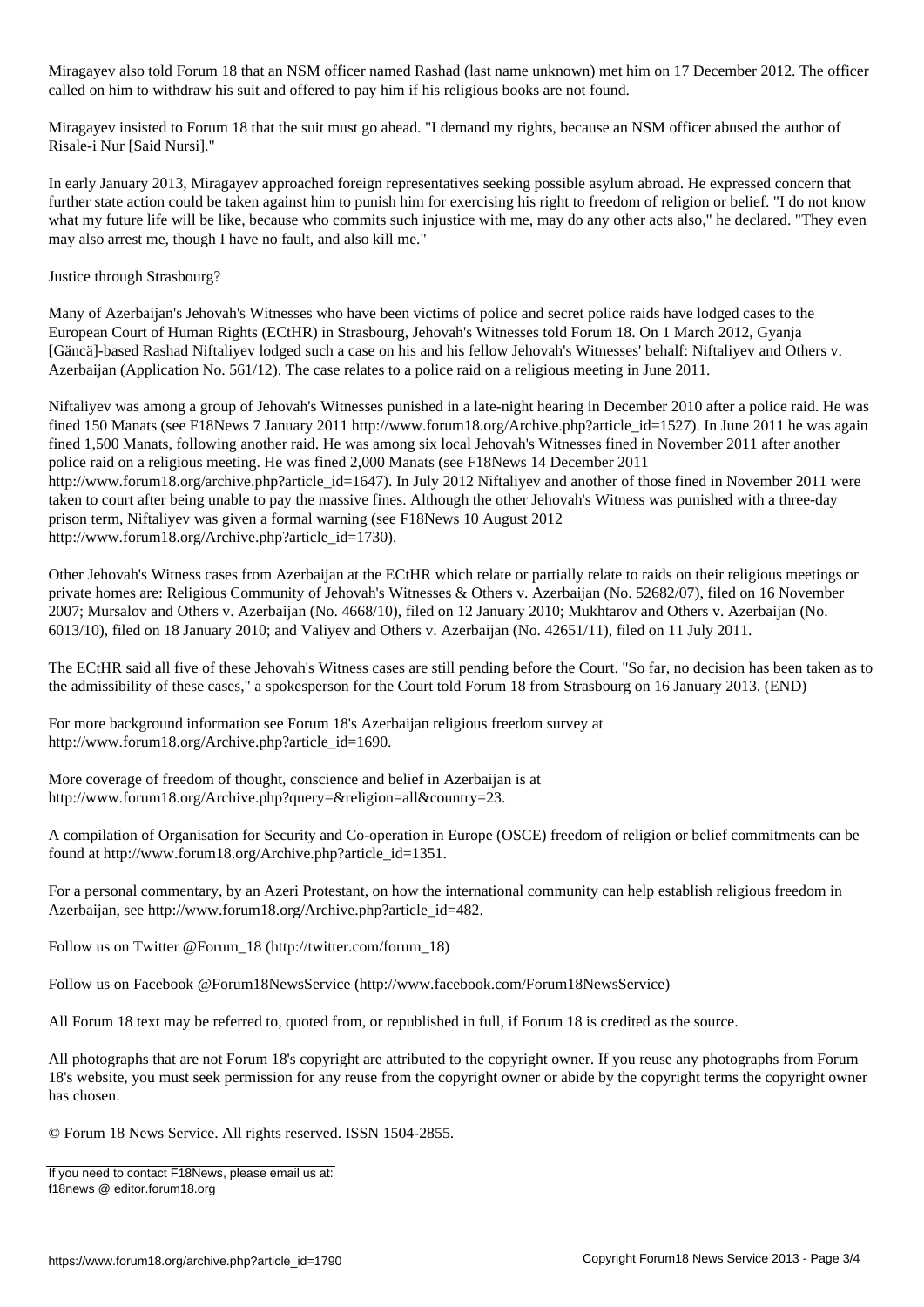Miragayev also told Forum 18 that an NSM officer named Rashad (last name unknown) met him on 17 December 2012. The officer called on him to withdraw his suit and offered to pay him if his religious books are not found.

Miragayev insisted to Forum 18 that the suit must go ahead. "I demand my rights, because an NSM officer abused the author of Risale-i Nur [Said Nursi]."

In early January 2013, Miragayev approached foreign representatives seeking possible asylum abroad. He expressed concern that further state action could be taken against him to punish him for exercising his right to freedom of religion or belief. "I do not know what my future life will be like, because who commits such injustice with me, may do any other acts also," he declared. "They even may also arrest me, though I have no fault, and also kill me."

Justice through Strasbourg?

Many of Azerbaijan's Jehovah's Witnesses who have been victims of police and secret police raids have lodged cases to the European Court of Human Rights (ECtHR) in Strasbourg, Jehovah's Witnesses told Forum 18. On 1 March 2012, Gyanja [Gäncä]-based Rashad Niftaliyev lodged such a case on his and his fellow Jehovah's Witnesses' behalf: Niftaliyev and Others v. Azerbaijan (Application No. 561/12). The case relates to a police raid on a religious meeting in June 2011.

Niftaliyev was among a group of Jehovah's Witnesses punished in a late-night hearing in December 2010 after a police raid. He was fined 150 Manats (see F18News 7 January 2011 http://www.forum18.org/Archive.php?article_id=1527). In June 2011 he was again fined 1,500 Manats, following another raid. He was among six local Jehovah's Witnesses fined in November 2011 after another police raid on a religious meeting. He was fined 2,000 Manats (see F18News 14 December 2011 http://www.forum18.org/archive.php?article_id=1647). In July 2012 Niftaliyev and another of those fined in November 2011 were taken to court after being unable to pay the massive fines. Although the other Jehovah's Witness was punished with a three-day prison term, Niftaliyev was given a formal warning (see F18News 10 August 2012 http://www.forum18.org/Archive.php?article_id=1730).

Other Jehovah's Witness cases from Azerbaijan at the ECtHR which relate or partially relate to raids on their religious meetings or private homes are: Religious Community of Jehovah's Witnesses & Others v. Azerbaijan (No. 52682/07), filed on 16 November 2007; Mursalov and Others v. Azerbaijan (No. 4668/10), filed on 12 January 2010; Mukhtarov and Others v. Azerbaijan (No. 6013/10), filed on 18 January 2010; and Valiyev and Others v. Azerbaijan (No. 42651/11), filed on 11 July 2011.

The ECtHR said all five of these Jehovah's Witness cases are still pending before the Court. "So far, no decision has been taken as to the admissibility of these cases," a spokesperson for the Court told Forum 18 from Strasbourg on 16 January 2013. (END)

For more background information see Forum 18's Azerbaijan religious freedom survey at http://www.forum18.org/Archive.php?article_id=1690.

More coverage of freedom of thought, conscience and belief in Azerbaijan is at http://www.forum18.org/Archive.php?query=&religion=all&country=23.

A compilation of Organisation for Security and Co-operation in Europe (OSCE) freedom of religion or belief commitments can be found at http://www.forum18.org/Archive.php?article_id=1351.

For a personal commentary, by an Azeri Protestant, on how the international community can help establish religious freedom in Azerbaijan, see http://www.forum18.org/Archive.php?article_id=482.

Follow us on Twitter @Forum_18 (http://twitter.com/forum_18)

Follow us on Facebook @Forum18NewsService (http://www.facebook.com/Forum18NewsService)

All Forum 18 text may be referred to, quoted from, or republished in full, if Forum 18 is credited as the source.

All photographs that are not Forum 18's copyright are attributed to the copyright owner. If you reuse any photographs from Forum 18's website, you must seek permission for any reuse from the copyright owner or abide by the copyright terms the copyright owner has chosen.

© Forum 18 News Service. All rights reserved. ISSN 1504-2855.

If you need to contact F18News, please email us at:
f18news @ editor.forum18.org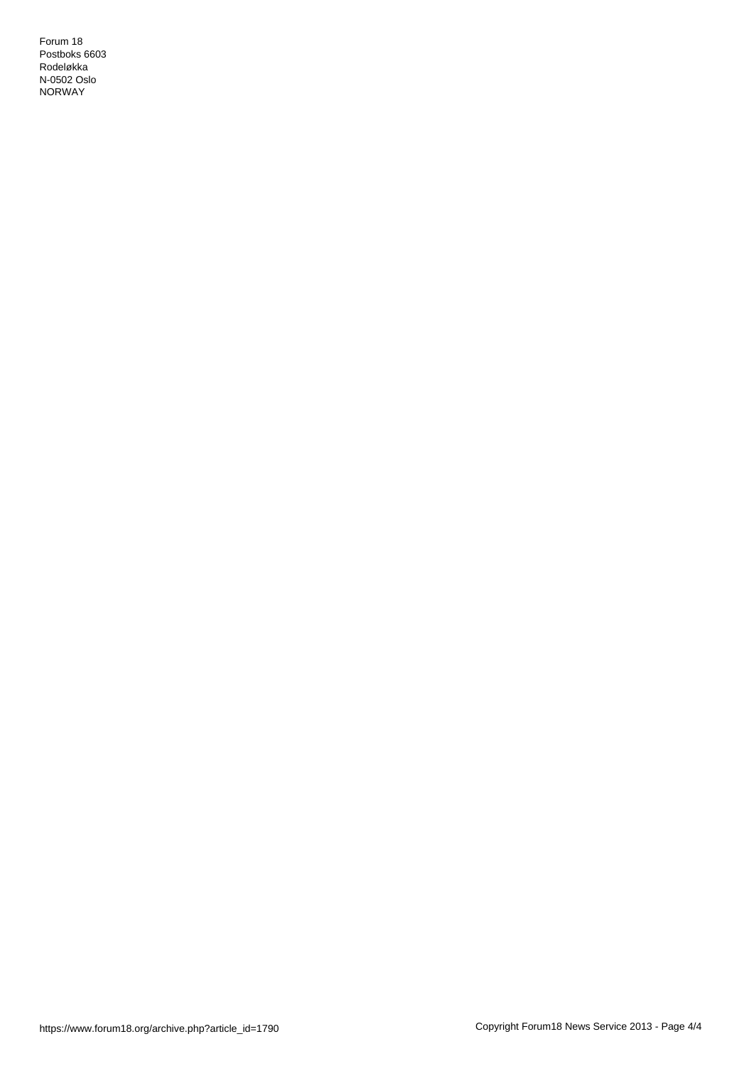Forum 18
Postboks 6603
Rodeløkka
N-0502 Oslo
NORWAY